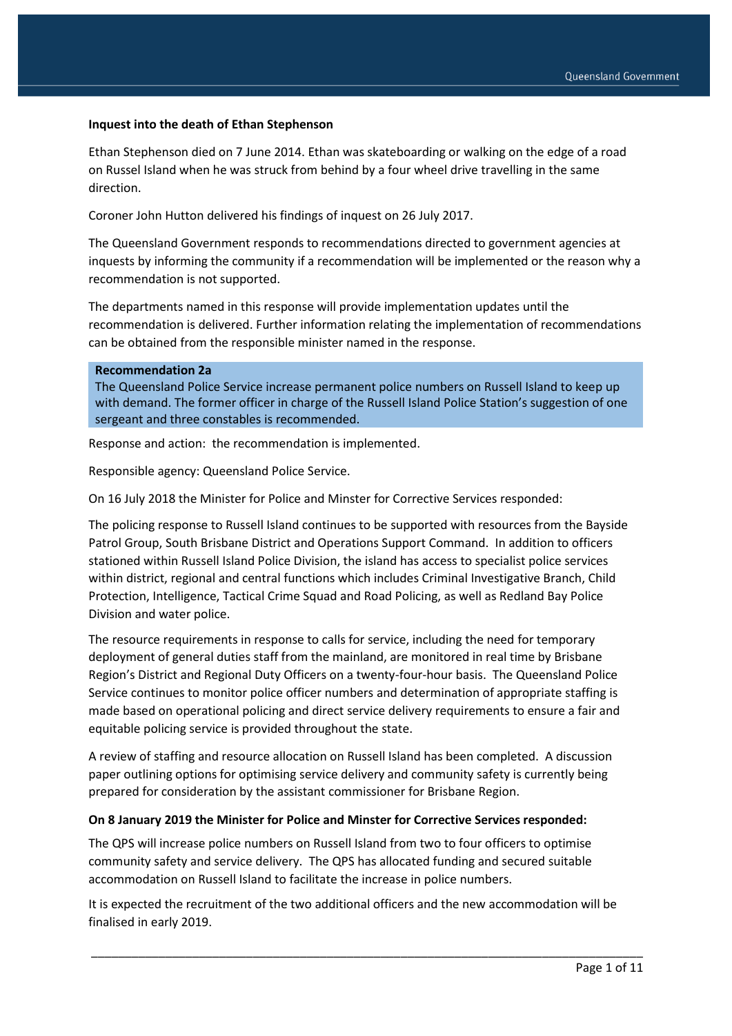**Inquest into the death of Ethan Stephenson**

Ethan Stephenson died on 7 June 2014. Ethan was skateboarding or walking on the edge of a road on Russel Island when he was struck from behind by a four wheel drive travelling in the same direction.

Coroner John Hutton delivered his findings of inquest on 26 July 2017.

The Queensland Government responds to recommendations directed to government agencies at inquests by informing the community if a recommendation will be implemented or the reason why a recommendation is not supported.

The departments named in this response will provide implementation updates until the recommendation is delivered. Further information relating the implementation of recommendations can be obtained from the responsible minister named in the response.

**Recommendation 2a**
The Queensland Police Service increase permanent police numbers on Russell Island to keep up with demand. The former officer in charge of the Russell Island Police Station's suggestion of one sergeant and three constables is recommended.

Response and action: the recommendation is implemented.

Responsible agency: Queensland Police Service.

On 16 July 2018 the Minister for Police and Minster for Corrective Services responded:

The policing response to Russell Island continues to be supported with resources from the Bayside Patrol Group, South Brisbane District and Operations Support Command. In addition to officers stationed within Russell Island Police Division, the island has access to specialist police services within district, regional and central functions which includes Criminal Investigative Branch, Child Protection, Intelligence, Tactical Crime Squad and Road Policing, as well as Redland Bay Police Division and water police.

The resource requirements in response to calls for service, including the need for temporary deployment of general duties staff from the mainland, are monitored in real time by Brisbane Region's District and Regional Duty Officers on a twenty-four-hour basis. The Queensland Police Service continues to monitor police officer numbers and determination of appropriate staffing is made based on operational policing and direct service delivery requirements to ensure a fair and equitable policing service is provided throughout the state.

A review of staffing and resource allocation on Russell Island has been completed. A discussion paper outlining options for optimising service delivery and community safety is currently being prepared for consideration by the assistant commissioner for Brisbane Region.

**On 8 January 2019 the Minister for Police and Minster for Corrective Services responded:**

The QPS will increase police numbers on Russell Island from two to four officers to optimise community safety and service delivery. The QPS has allocated funding and secured suitable accommodation on Russell Island to facilitate the increase in police numbers.

It is expected the recruitment of the two additional officers and the new accommodation will be finalised in early 2019.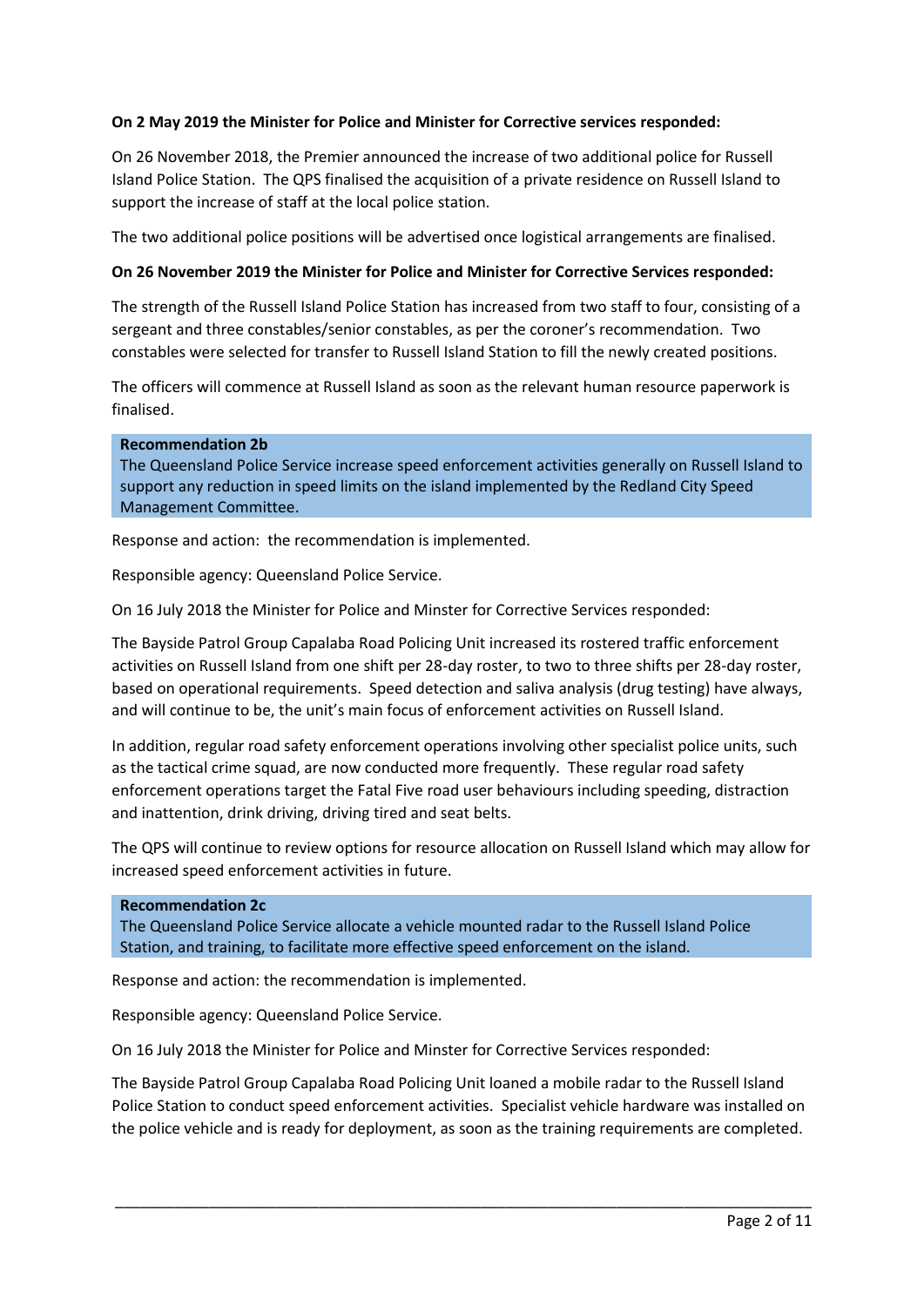**On 2 May 2019 the Minister for Police and Minister for Corrective services responded:**

On 26 November 2018, the Premier announced the increase of two additional police for Russell Island Police Station. The QPS finalised the acquisition of a private residence on Russell Island to support the increase of staff at the local police station.

The two additional police positions will be advertised once logistical arrangements are finalised.

**On 26 November 2019 the Minister for Police and Minister for Corrective Services responded:**

The strength of the Russell Island Police Station has increased from two staff to four, consisting of a sergeant and three constables/senior constables, as per the coroner's recommendation. Two constables were selected for transfer to Russell Island Station to fill the newly created positions.

The officers will commence at Russell Island as soon as the relevant human resource paperwork is finalised.

**Recommendation 2b**
The Queensland Police Service increase speed enforcement activities generally on Russell Island to support any reduction in speed limits on the island implemented by the Redland City Speed Management Committee.

Response and action: the recommendation is implemented.

Responsible agency: Queensland Police Service.

On 16 July 2018 the Minister for Police and Minster for Corrective Services responded:

The Bayside Patrol Group Capalaba Road Policing Unit increased its rostered traffic enforcement activities on Russell Island from one shift per 28-day roster, to two to three shifts per 28-day roster, based on operational requirements. Speed detection and saliva analysis (drug testing) have always, and will continue to be, the unit's main focus of enforcement activities on Russell Island.

In addition, regular road safety enforcement operations involving other specialist police units, such as the tactical crime squad, are now conducted more frequently. These regular road safety enforcement operations target the Fatal Five road user behaviours including speeding, distraction and inattention, drink driving, driving tired and seat belts.

The QPS will continue to review options for resource allocation on Russell Island which may allow for increased speed enforcement activities in future.

**Recommendation 2c**
The Queensland Police Service allocate a vehicle mounted radar to the Russell Island Police Station, and training, to facilitate more effective speed enforcement on the island.

Response and action: the recommendation is implemented.

Responsible agency: Queensland Police Service.

On 16 July 2018 the Minister for Police and Minster for Corrective Services responded:

The Bayside Patrol Group Capalaba Road Policing Unit loaned a mobile radar to the Russell Island Police Station to conduct speed enforcement activities. Specialist vehicle hardware was installed on the police vehicle and is ready for deployment, as soon as the training requirements are completed.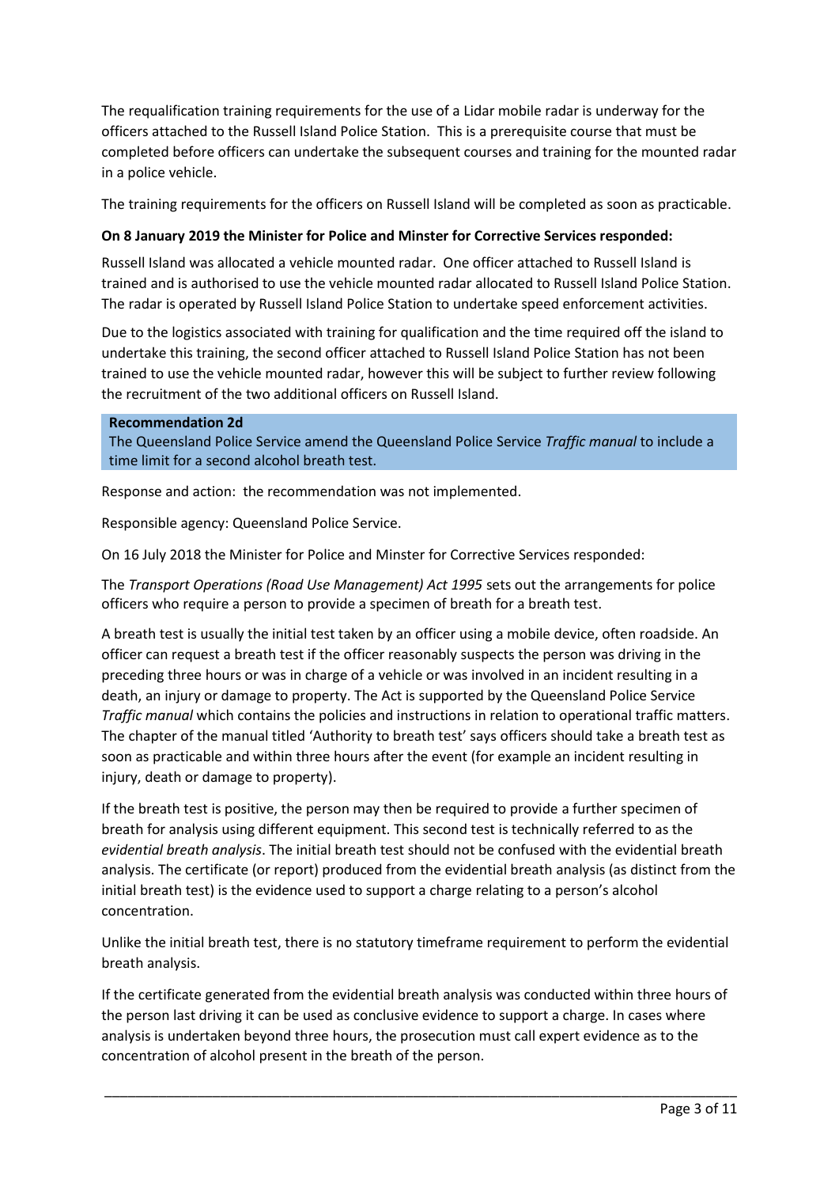The requalification training requirements for the use of a Lidar mobile radar is underway for the officers attached to the Russell Island Police Station. This is a prerequisite course that must be completed before officers can undertake the subsequent courses and training for the mounted radar in a police vehicle.

The training requirements for the officers on Russell Island will be completed as soon as practicable.

**On 8 January 2019 the Minister for Police and Minster for Corrective Services responded:**

Russell Island was allocated a vehicle mounted radar. One officer attached to Russell Island is trained and is authorised to use the vehicle mounted radar allocated to Russell Island Police Station. The radar is operated by Russell Island Police Station to undertake speed enforcement activities.

Due to the logistics associated with training for qualification and the time required off the island to undertake this training, the second officer attached to Russell Island Police Station has not been trained to use the vehicle mounted radar, however this will be subject to further review following the recruitment of the two additional officers on Russell Island.

**Recommendation 2d**

The Queensland Police Service amend the Queensland Police Service *Traffic manual* to include a time limit for a second alcohol breath test.

Response and action: the recommendation was not implemented.

Responsible agency: Queensland Police Service.

On 16 July 2018 the Minister for Police and Minster for Corrective Services responded:

The *Transport Operations (Road Use Management) Act 1995* sets out the arrangements for police officers who require a person to provide a specimen of breath for a breath test.

A breath test is usually the initial test taken by an officer using a mobile device, often roadside. An officer can request a breath test if the officer reasonably suspects the person was driving in the preceding three hours or was in charge of a vehicle or was involved in an incident resulting in a death, an injury or damage to property. The Act is supported by the Queensland Police Service *Traffic manual* which contains the policies and instructions in relation to operational traffic matters. The chapter of the manual titled 'Authority to breath test' says officers should take a breath test as soon as practicable and within three hours after the event (for example an incident resulting in injury, death or damage to property).

If the breath test is positive, the person may then be required to provide a further specimen of breath for analysis using different equipment. This second test is technically referred to as the *evidential breath analysis*. The initial breath test should not be confused with the evidential breath analysis. The certificate (or report) produced from the evidential breath analysis (as distinct from the initial breath test) is the evidence used to support a charge relating to a person's alcohol concentration.

Unlike the initial breath test, there is no statutory timeframe requirement to perform the evidential breath analysis.

If the certificate generated from the evidential breath analysis was conducted within three hours of the person last driving it can be used as conclusive evidence to support a charge. In cases where analysis is undertaken beyond three hours, the prosecution must call expert evidence as to the concentration of alcohol present in the breath of the person.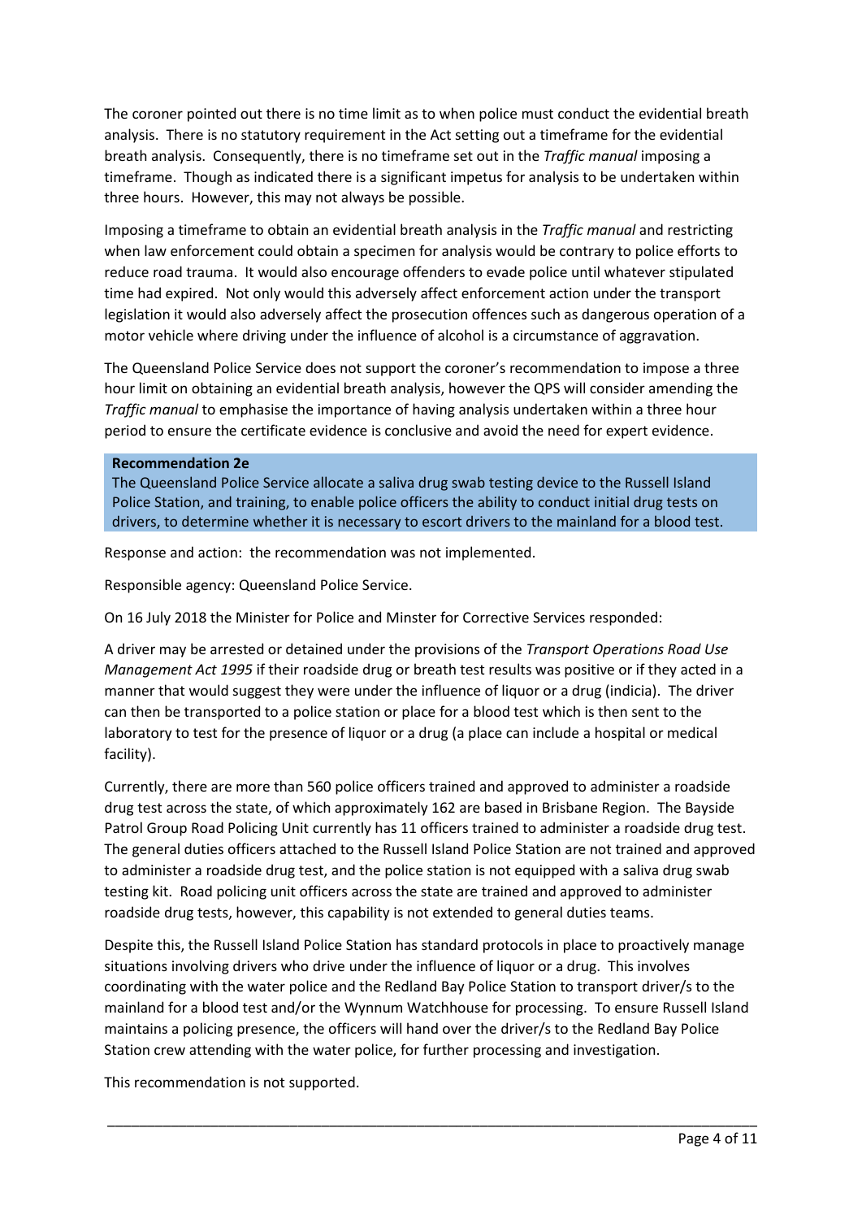The coroner pointed out there is no time limit as to when police must conduct the evidential breath analysis. There is no statutory requirement in the Act setting out a timeframe for the evidential breath analysis. Consequently, there is no timeframe set out in the *Traffic manual* imposing a timeframe. Though as indicated there is a significant impetus for analysis to be undertaken within three hours. However, this may not always be possible.

Imposing a timeframe to obtain an evidential breath analysis in the *Traffic manual* and restricting when law enforcement could obtain a specimen for analysis would be contrary to police efforts to reduce road trauma. It would also encourage offenders to evade police until whatever stipulated time had expired. Not only would this adversely affect enforcement action under the transport legislation it would also adversely affect the prosecution offences such as dangerous operation of a motor vehicle where driving under the influence of alcohol is a circumstance of aggravation.

The Queensland Police Service does not support the coroner's recommendation to impose a three hour limit on obtaining an evidential breath analysis, however the QPS will consider amending the *Traffic manual* to emphasise the importance of having analysis undertaken within a three hour period to ensure the certificate evidence is conclusive and avoid the need for expert evidence.

**Recommendation 2e**

The Queensland Police Service allocate a saliva drug swab testing device to the Russell Island Police Station, and training, to enable police officers the ability to conduct initial drug tests on drivers, to determine whether it is necessary to escort drivers to the mainland for a blood test.

Response and action: the recommendation was not implemented.

Responsible agency: Queensland Police Service.

On 16 July 2018 the Minister for Police and Minster for Corrective Services responded:

A driver may be arrested or detained under the provisions of the *Transport Operations Road Use Management Act 1995* if their roadside drug or breath test results was positive or if they acted in a manner that would suggest they were under the influence of liquor or a drug (indicia). The driver can then be transported to a police station or place for a blood test which is then sent to the laboratory to test for the presence of liquor or a drug (a place can include a hospital or medical facility).

Currently, there are more than 560 police officers trained and approved to administer a roadside drug test across the state, of which approximately 162 are based in Brisbane Region. The Bayside Patrol Group Road Policing Unit currently has 11 officers trained to administer a roadside drug test. The general duties officers attached to the Russell Island Police Station are not trained and approved to administer a roadside drug test, and the police station is not equipped with a saliva drug swab testing kit. Road policing unit officers across the state are trained and approved to administer roadside drug tests, however, this capability is not extended to general duties teams.

Despite this, the Russell Island Police Station has standard protocols in place to proactively manage situations involving drivers who drive under the influence of liquor or a drug. This involves coordinating with the water police and the Redland Bay Police Station to transport driver/s to the mainland for a blood test and/or the Wynnum Watchhouse for processing. To ensure Russell Island maintains a policing presence, the officers will hand over the driver/s to the Redland Bay Police Station crew attending with the water police, for further processing and investigation.

This recommendation is not supported.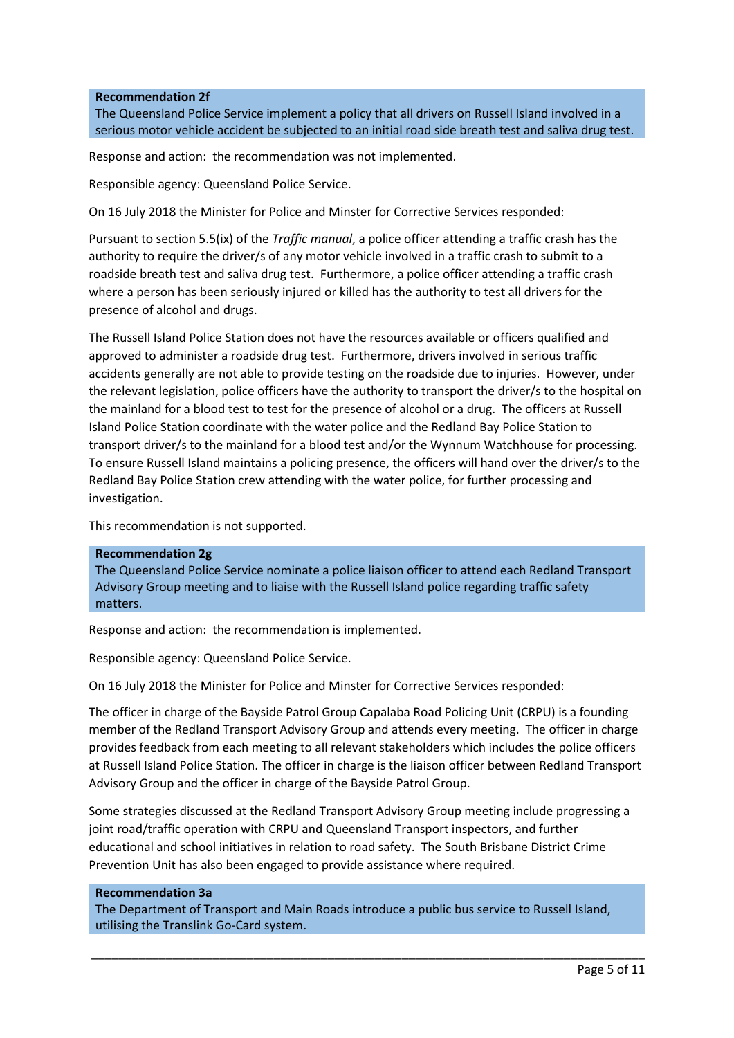**Recommendation 2f**

The Queensland Police Service implement a policy that all drivers on Russell Island involved in a serious motor vehicle accident be subjected to an initial road side breath test and saliva drug test.

Response and action: the recommendation was not implemented.

Responsible agency: Queensland Police Service.

On 16 July 2018 the Minister for Police and Minster for Corrective Services responded:

Pursuant to section 5.5(ix) of the *Traffic manual*, a police officer attending a traffic crash has the authority to require the driver/s of any motor vehicle involved in a traffic crash to submit to a roadside breath test and saliva drug test. Furthermore, a police officer attending a traffic crash where a person has been seriously injured or killed has the authority to test all drivers for the presence of alcohol and drugs.

The Russell Island Police Station does not have the resources available or officers qualified and approved to administer a roadside drug test. Furthermore, drivers involved in serious traffic accidents generally are not able to provide testing on the roadside due to injuries. However, under the relevant legislation, police officers have the authority to transport the driver/s to the hospital on the mainland for a blood test to test for the presence of alcohol or a drug. The officers at Russell Island Police Station coordinate with the water police and the Redland Bay Police Station to transport driver/s to the mainland for a blood test and/or the Wynnum Watchhouse for processing. To ensure Russell Island maintains a policing presence, the officers will hand over the driver/s to the Redland Bay Police Station crew attending with the water police, for further processing and investigation.

This recommendation is not supported.

**Recommendation 2g**

The Queensland Police Service nominate a police liaison officer to attend each Redland Transport Advisory Group meeting and to liaise with the Russell Island police regarding traffic safety matters.

Response and action: the recommendation is implemented.

Responsible agency: Queensland Police Service.

On 16 July 2018 the Minister for Police and Minster for Corrective Services responded:

The officer in charge of the Bayside Patrol Group Capalaba Road Policing Unit (CRPU) is a founding member of the Redland Transport Advisory Group and attends every meeting. The officer in charge provides feedback from each meeting to all relevant stakeholders which includes the police officers at Russell Island Police Station. The officer in charge is the liaison officer between Redland Transport Advisory Group and the officer in charge of the Bayside Patrol Group.

Some strategies discussed at the Redland Transport Advisory Group meeting include progressing a joint road/traffic operation with CRPU and Queensland Transport inspectors, and further educational and school initiatives in relation to road safety. The South Brisbane District Crime Prevention Unit has also been engaged to provide assistance where required.

**Recommendation 3a**

The Department of Transport and Main Roads introduce a public bus service to Russell Island, utilising the Translink Go-Card system.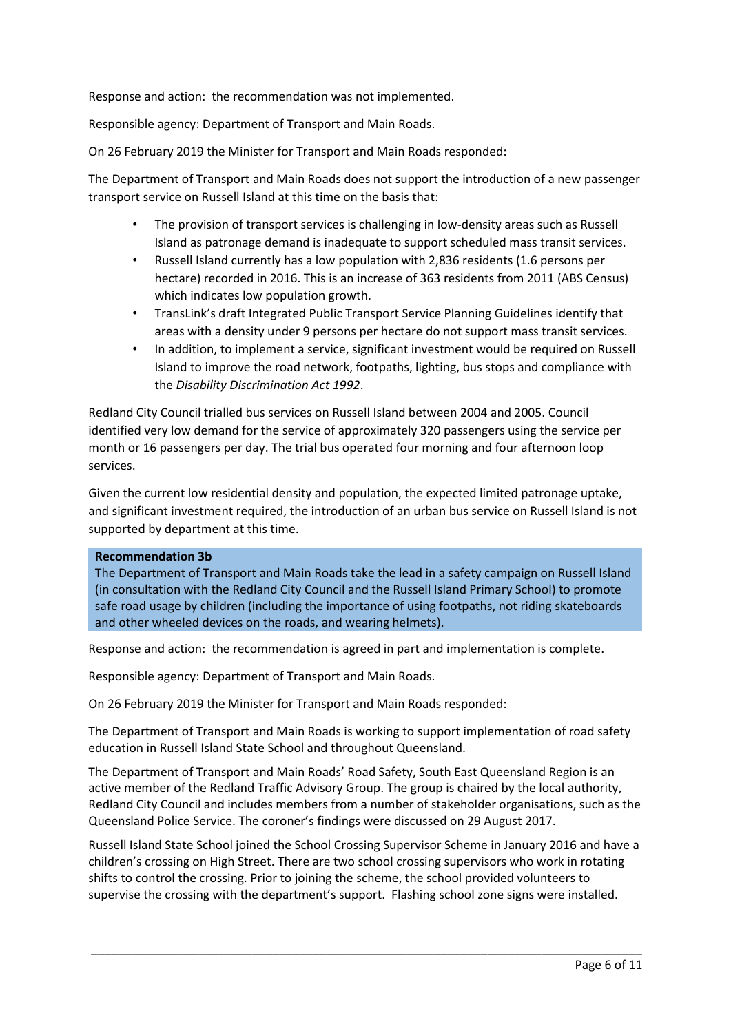Response and action: the recommendation was not implemented.

Responsible agency: Department of Transport and Main Roads.

On 26 February 2019 the Minister for Transport and Main Roads responded:

The Department of Transport and Main Roads does not support the introduction of a new passenger transport service on Russell Island at this time on the basis that:

- The provision of transport services is challenging in low-density areas such as Russell Island as patronage demand is inadequate to support scheduled mass transit services.
- Russell Island currently has a low population with 2,836 residents (1.6 persons per hectare) recorded in 2016. This is an increase of 363 residents from 2011 (ABS Census) which indicates low population growth.
- TransLink's draft Integrated Public Transport Service Planning Guidelines identify that areas with a density under 9 persons per hectare do not support mass transit services.
- In addition, to implement a service, significant investment would be required on Russell Island to improve the road network, footpaths, lighting, bus stops and compliance with the *Disability Discrimination Act 1992*.

Redland City Council trialled bus services on Russell Island between 2004 and 2005. Council identified very low demand for the service of approximately 320 passengers using the service per month or 16 passengers per day. The trial bus operated four morning and four afternoon loop services.

Given the current low residential density and population, the expected limited patronage uptake, and significant investment required, the introduction of an urban bus service on Russell Island is not supported by department at this time.

**Recommendation 3b**

The Department of Transport and Main Roads take the lead in a safety campaign on Russell Island (in consultation with the Redland City Council and the Russell Island Primary School) to promote safe road usage by children (including the importance of using footpaths, not riding skateboards and other wheeled devices on the roads, and wearing helmets).

Response and action: the recommendation is agreed in part and implementation is complete.

Responsible agency: Department of Transport and Main Roads.

On 26 February 2019 the Minister for Transport and Main Roads responded:

The Department of Transport and Main Roads is working to support implementation of road safety education in Russell Island State School and throughout Queensland.

The Department of Transport and Main Roads' Road Safety, South East Queensland Region is an active member of the Redland Traffic Advisory Group. The group is chaired by the local authority, Redland City Council and includes members from a number of stakeholder organisations, such as the Queensland Police Service. The coroner's findings were discussed on 29 August 2017.

Russell Island State School joined the School Crossing Supervisor Scheme in January 2016 and have a children's crossing on High Street. There are two school crossing supervisors who work in rotating shifts to control the crossing. Prior to joining the scheme, the school provided volunteers to supervise the crossing with the department's support. Flashing school zone signs were installed.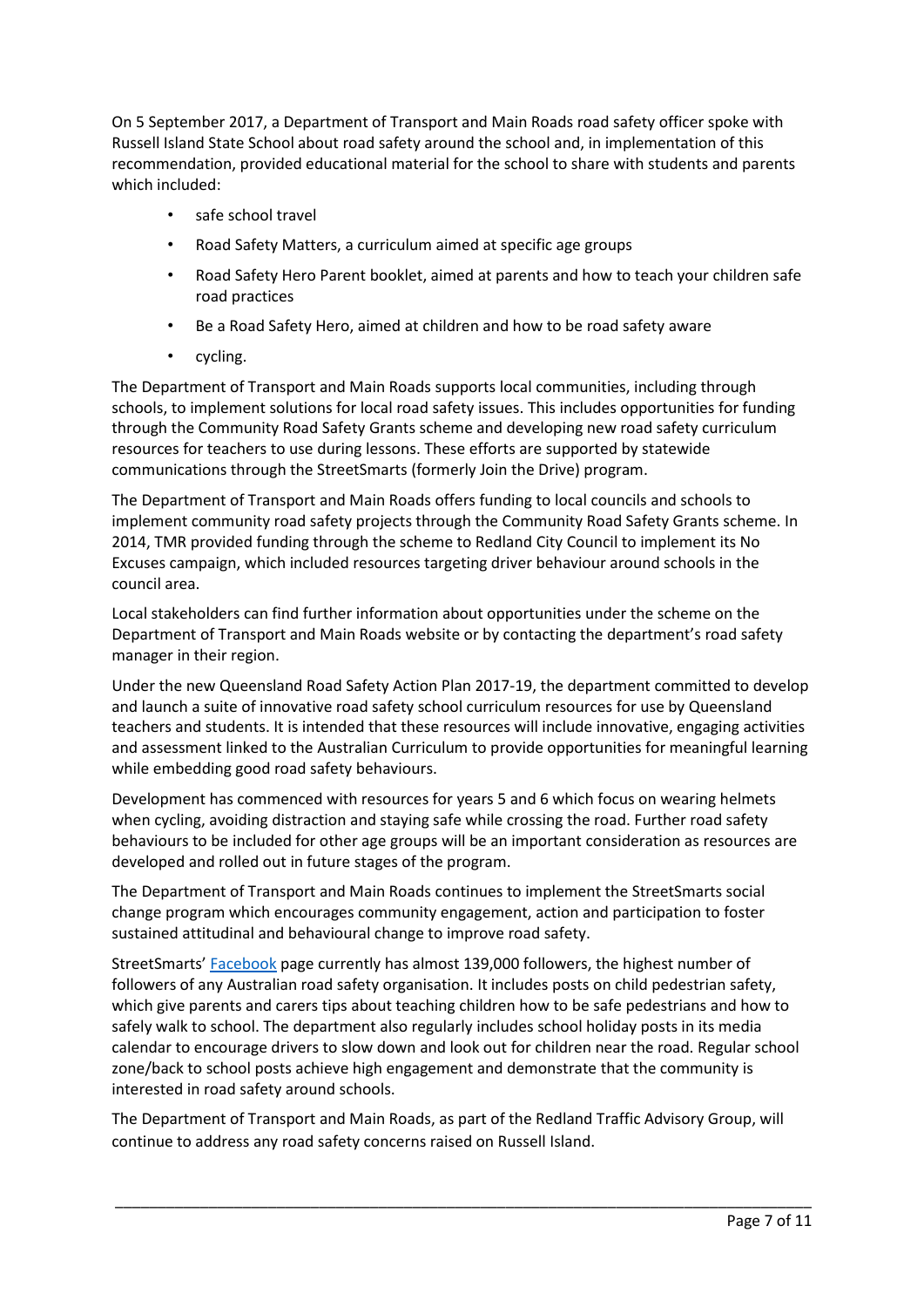On 5 September 2017, a Department of Transport and Main Roads road safety officer spoke with Russell Island State School about road safety around the school and, in implementation of this recommendation, provided educational material for the school to share with students and parents which included:

- safe school travel
- Road Safety Matters, a curriculum aimed at specific age groups
- Road Safety Hero Parent booklet, aimed at parents and how to teach your children safe road practices
- Be a Road Safety Hero, aimed at children and how to be road safety aware
- cycling.

The Department of Transport and Main Roads supports local communities, including through schools, to implement solutions for local road safety issues. This includes opportunities for funding through the Community Road Safety Grants scheme and developing new road safety curriculum resources for teachers to use during lessons. These efforts are supported by statewide communications through the StreetSmarts (formerly Join the Drive) program.

The Department of Transport and Main Roads offers funding to local councils and schools to implement community road safety projects through the Community Road Safety Grants scheme. In 2014, TMR provided funding through the scheme to Redland City Council to implement its No Excuses campaign, which included resources targeting driver behaviour around schools in the council area.

Local stakeholders can find further information about opportunities under the scheme on the Department of Transport and Main Roads website or by contacting the department's road safety manager in their region.

Under the new Queensland Road Safety Action Plan 2017-19, the department committed to develop and launch a suite of innovative road safety school curriculum resources for use by Queensland teachers and students. It is intended that these resources will include innovative, engaging activities and assessment linked to the Australian Curriculum to provide opportunities for meaningful learning while embedding good road safety behaviours.

Development has commenced with resources for years 5 and 6 which focus on wearing helmets when cycling, avoiding distraction and staying safe while crossing the road. Further road safety behaviours to be included for other age groups will be an important consideration as resources are developed and rolled out in future stages of the program.

The Department of Transport and Main Roads continues to implement the StreetSmarts social change program which encourages community engagement, action and participation to foster sustained attitudinal and behavioural change to improve road safety.

StreetSmarts' Facebook page currently has almost 139,000 followers, the highest number of followers of any Australian road safety organisation. It includes posts on child pedestrian safety, which give parents and carers tips about teaching children how to be safe pedestrians and how to safely walk to school. The department also regularly includes school holiday posts in its media calendar to encourage drivers to slow down and look out for children near the road. Regular school zone/back to school posts achieve high engagement and demonstrate that the community is interested in road safety around schools.

The Department of Transport and Main Roads, as part of the Redland Traffic Advisory Group, will continue to address any road safety concerns raised on Russell Island.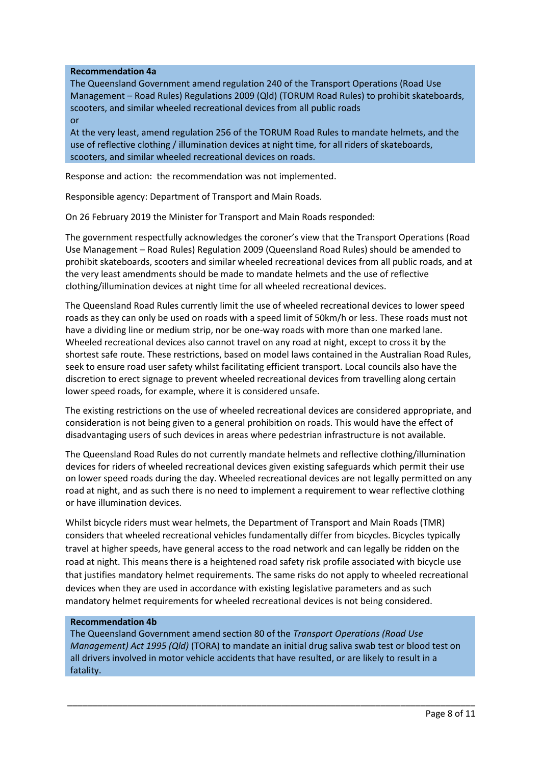**Recommendation 4a**

The Queensland Government amend regulation 240 of the Transport Operations (Road Use Management – Road Rules) Regulations 2009 (Qld) (TORUM Road Rules) to prohibit skateboards, scooters, and similar wheeled recreational devices from all public roads

or

At the very least, amend regulation 256 of the TORUM Road Rules to mandate helmets, and the use of reflective clothing / illumination devices at night time, for all riders of skateboards, scooters, and similar wheeled recreational devices on roads.

Response and action: the recommendation was not implemented.

Responsible agency: Department of Transport and Main Roads.

On 26 February 2019 the Minister for Transport and Main Roads responded:

The government respectfully acknowledges the coroner's view that the Transport Operations (Road Use Management – Road Rules) Regulation 2009 (Queensland Road Rules) should be amended to prohibit skateboards, scooters and similar wheeled recreational devices from all public roads, and at the very least amendments should be made to mandate helmets and the use of reflective clothing/illumination devices at night time for all wheeled recreational devices.

The Queensland Road Rules currently limit the use of wheeled recreational devices to lower speed roads as they can only be used on roads with a speed limit of 50km/h or less. These roads must not have a dividing line or medium strip, nor be one-way roads with more than one marked lane. Wheeled recreational devices also cannot travel on any road at night, except to cross it by the shortest safe route. These restrictions, based on model laws contained in the Australian Road Rules, seek to ensure road user safety whilst facilitating efficient transport. Local councils also have the discretion to erect signage to prevent wheeled recreational devices from travelling along certain lower speed roads, for example, where it is considered unsafe.

The existing restrictions on the use of wheeled recreational devices are considered appropriate, and consideration is not being given to a general prohibition on roads. This would have the effect of disadvantaging users of such devices in areas where pedestrian infrastructure is not available.

The Queensland Road Rules do not currently mandate helmets and reflective clothing/illumination devices for riders of wheeled recreational devices given existing safeguards which permit their use on lower speed roads during the day. Wheeled recreational devices are not legally permitted on any road at night, and as such there is no need to implement a requirement to wear reflective clothing or have illumination devices.

Whilst bicycle riders must wear helmets, the Department of Transport and Main Roads (TMR) considers that wheeled recreational vehicles fundamentally differ from bicycles. Bicycles typically travel at higher speeds, have general access to the road network and can legally be ridden on the road at night. This means there is a heightened road safety risk profile associated with bicycle use that justifies mandatory helmet requirements. The same risks do not apply to wheeled recreational devices when they are used in accordance with existing legislative parameters and as such mandatory helmet requirements for wheeled recreational devices is not being considered.

**Recommendation 4b**

The Queensland Government amend section 80 of the *Transport Operations (Road Use Management) Act 1995 (Qld)* (TORA) to mandate an initial drug saliva swab test or blood test on all drivers involved in motor vehicle accidents that have resulted, or are likely to result in a fatality.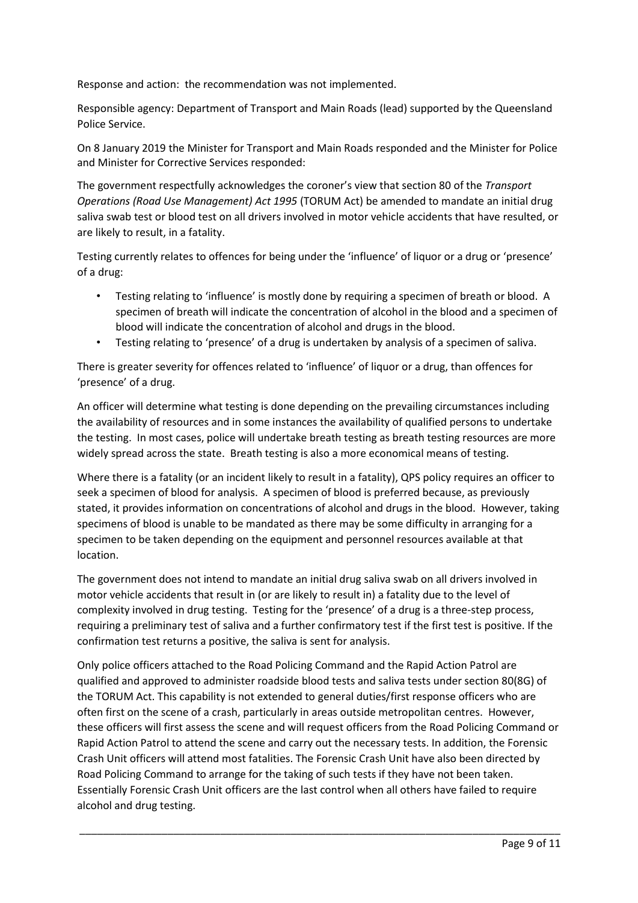Response and action: the recommendation was not implemented.

Responsible agency: Department of Transport and Main Roads (lead) supported by the Queensland Police Service.

On 8 January 2019 the Minister for Transport and Main Roads responded and the Minister for Police and Minister for Corrective Services responded:

The government respectfully acknowledges the coroner's view that section 80 of the *Transport Operations (Road Use Management) Act 1995* (TORUM Act) be amended to mandate an initial drug saliva swab test or blood test on all drivers involved in motor vehicle accidents that have resulted, or are likely to result, in a fatality.

Testing currently relates to offences for being under the 'influence' of liquor or a drug or 'presence' of a drug:

- Testing relating to 'influence' is mostly done by requiring a specimen of breath or blood. A specimen of breath will indicate the concentration of alcohol in the blood and a specimen of blood will indicate the concentration of alcohol and drugs in the blood.
- Testing relating to 'presence' of a drug is undertaken by analysis of a specimen of saliva.

There is greater severity for offences related to 'influence' of liquor or a drug, than offences for 'presence' of a drug.

An officer will determine what testing is done depending on the prevailing circumstances including the availability of resources and in some instances the availability of qualified persons to undertake the testing. In most cases, police will undertake breath testing as breath testing resources are more widely spread across the state. Breath testing is also a more economical means of testing.

Where there is a fatality (or an incident likely to result in a fatality), QPS policy requires an officer to seek a specimen of blood for analysis. A specimen of blood is preferred because, as previously stated, it provides information on concentrations of alcohol and drugs in the blood. However, taking specimens of blood is unable to be mandated as there may be some difficulty in arranging for a specimen to be taken depending on the equipment and personnel resources available at that location.

The government does not intend to mandate an initial drug saliva swab on all drivers involved in motor vehicle accidents that result in (or are likely to result in) a fatality due to the level of complexity involved in drug testing. Testing for the 'presence' of a drug is a three-step process, requiring a preliminary test of saliva and a further confirmatory test if the first test is positive. If the confirmation test returns a positive, the saliva is sent for analysis.

Only police officers attached to the Road Policing Command and the Rapid Action Patrol are qualified and approved to administer roadside blood tests and saliva tests under section 80(8G) of the TORUM Act. This capability is not extended to general duties/first response officers who are often first on the scene of a crash, particularly in areas outside metropolitan centres. However, these officers will first assess the scene and will request officers from the Road Policing Command or Rapid Action Patrol to attend the scene and carry out the necessary tests. In addition, the Forensic Crash Unit officers will attend most fatalities. The Forensic Crash Unit have also been directed by Road Policing Command to arrange for the taking of such tests if they have not been taken. Essentially Forensic Crash Unit officers are the last control when all others have failed to require alcohol and drug testing.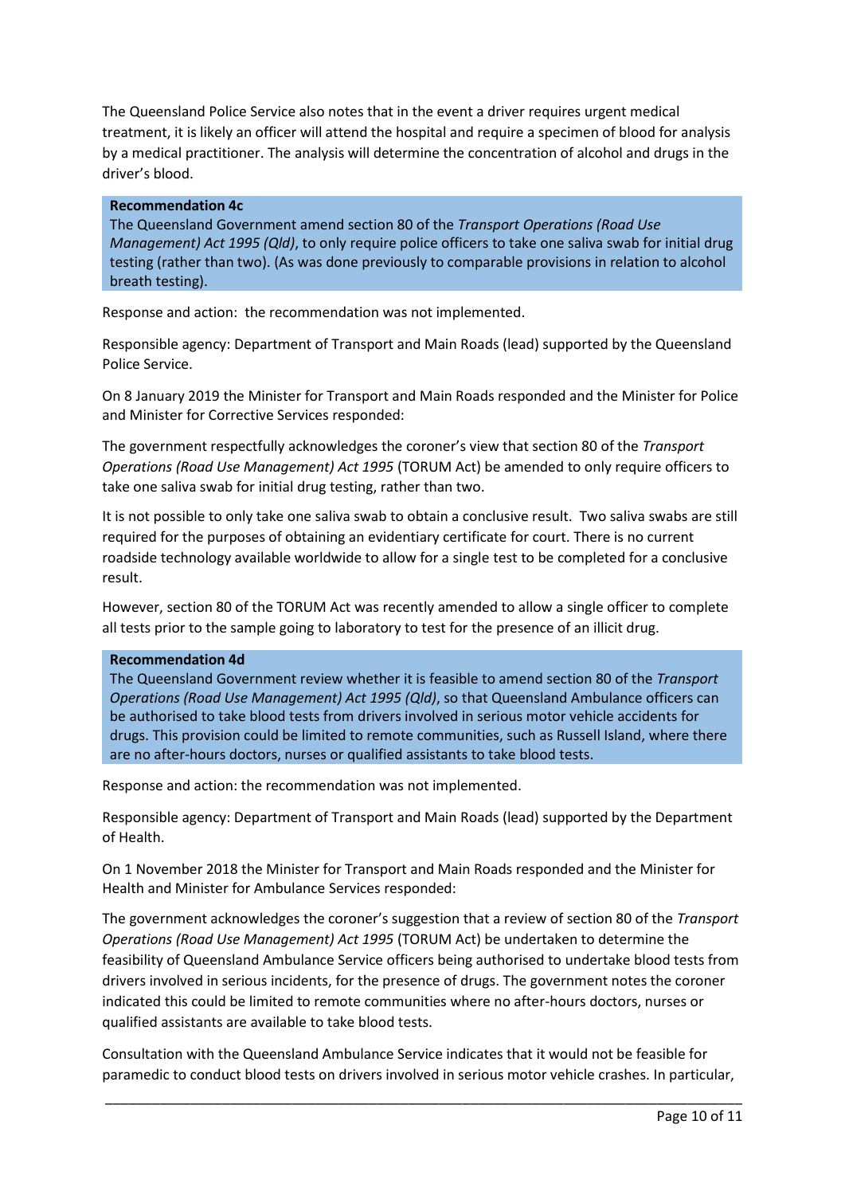The Queensland Police Service also notes that in the event a driver requires urgent medical treatment, it is likely an officer will attend the hospital and require a specimen of blood for analysis by a medical practitioner. The analysis will determine the concentration of alcohol and drugs in the driver's blood.

> **Recommendation 4c**
> The Queensland Government amend section 80 of the *Transport Operations (Road Use Management) Act 1995 (Qld)*, to only require police officers to take one saliva swab for initial drug testing (rather than two). (As was done previously to comparable provisions in relation to alcohol breath testing).

Response and action: the recommendation was not implemented.

Responsible agency: Department of Transport and Main Roads (lead) supported by the Queensland Police Service.

On 8 January 2019 the Minister for Transport and Main Roads responded and the Minister for Police and Minister for Corrective Services responded:

The government respectfully acknowledges the coroner's view that section 80 of the *Transport Operations (Road Use Management) Act 1995* (TORUM Act) be amended to only require officers to take one saliva swab for initial drug testing, rather than two.

It is not possible to only take one saliva swab to obtain a conclusive result. Two saliva swabs are still required for the purposes of obtaining an evidentiary certificate for court. There is no current roadside technology available worldwide to allow for a single test to be completed for a conclusive result.

However, section 80 of the TORUM Act was recently amended to allow a single officer to complete all tests prior to the sample going to laboratory to test for the presence of an illicit drug.

> **Recommendation 4d**
> The Queensland Government review whether it is feasible to amend section 80 of the *Transport Operations (Road Use Management) Act 1995 (Qld)*, so that Queensland Ambulance officers can be authorised to take blood tests from drivers involved in serious motor vehicle accidents for drugs. This provision could be limited to remote communities, such as Russell Island, where there are no after-hours doctors, nurses or qualified assistants to take blood tests.

Response and action: the recommendation was not implemented.

Responsible agency: Department of Transport and Main Roads (lead) supported by the Department of Health.

On 1 November 2018 the Minister for Transport and Main Roads responded and the Minister for Health and Minister for Ambulance Services responded:

The government acknowledges the coroner's suggestion that a review of section 80 of the *Transport Operations (Road Use Management) Act 1995* (TORUM Act) be undertaken to determine the feasibility of Queensland Ambulance Service officers being authorised to undertake blood tests from drivers involved in serious incidents, for the presence of drugs. The government notes the coroner indicated this could be limited to remote communities where no after-hours doctors, nurses or qualified assistants are available to take blood tests.

Consultation with the Queensland Ambulance Service indicates that it would not be feasible for paramedic to conduct blood tests on drivers involved in serious motor vehicle crashes. In particular,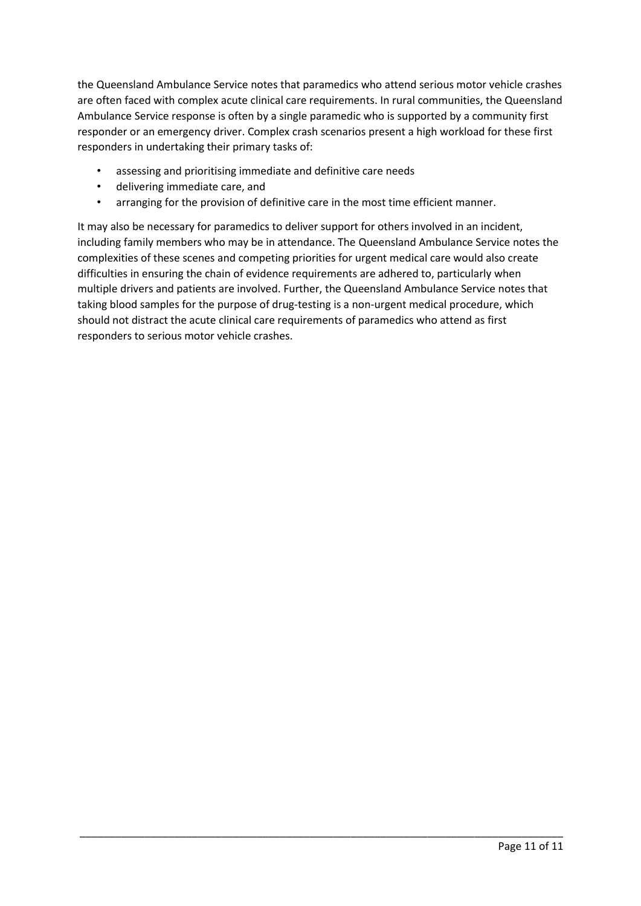the Queensland Ambulance Service notes that paramedics who attend serious motor vehicle crashes are often faced with complex acute clinical care requirements. In rural communities, the Queensland Ambulance Service response is often by a single paramedic who is supported by a community first responder or an emergency driver. Complex crash scenarios present a high workload for these first responders in undertaking their primary tasks of:

- assessing and prioritising immediate and definitive care needs
- delivering immediate care, and
- arranging for the provision of definitive care in the most time efficient manner.

It may also be necessary for paramedics to deliver support for others involved in an incident, including family members who may be in attendance. The Queensland Ambulance Service notes the complexities of these scenes and competing priorities for urgent medical care would also create difficulties in ensuring the chain of evidence requirements are adhered to, particularly when multiple drivers and patients are involved. Further, the Queensland Ambulance Service notes that taking blood samples for the purpose of drug-testing is a non-urgent medical procedure, which should not distract the acute clinical care requirements of paramedics who attend as first responders to serious motor vehicle crashes.